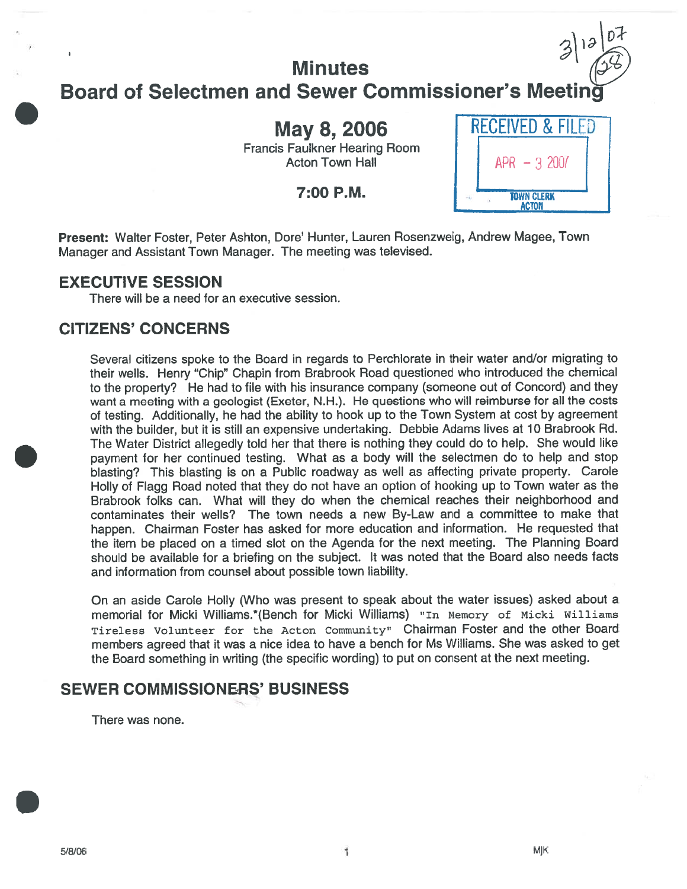# Minutes

# Board of Selectmen and Sewer Commissioner's Meeting

## May 8, 2006

Francis Faulkner Hearing Room
Acton Town Hall

**7:00 P.M.**

RECEIVED & FILED
APR - 3 2007
TOWN CLERK
ACTON

**Present:** Walter Foster, Peter Ashton, Dore' Hunter, Lauren Rosenzweig, Andrew Magee, Town Manager and Assistant Town Manager. The meeting was televised.

## EXECUTIVE SESSION

There will be a need for an executive session.

## CITIZENS' CONCERNS

Several citizens spoke to the Board in regards to Perchlorate in their water and/or migrating to their wells. Henry "Chip" Chapin from Brabrook Road questioned who introduced the chemical to the property? He had to file with his insurance company (someone out of Concord) and they want a meeting with a geologist (Exeter, N.H.). He questions who will reimburse for all the costs of testing. Additionally, he had the ability to hook up to the Town System at cost by agreement with the builder, but it is still an expensive undertaking. Debbie Adams lives at 10 Brabrook Rd. The Water District allegedly told her that there is nothing they could do to help. She would like payment for her continued testing. What as a body will the selectmen do to help and stop blasting? This blasting is on a Public roadway as well as affecting private property. Carole Holly of Flagg Road noted that they do not have an option of hooking up to Town water as the Brabrook folks can. What will they do when the chemical reaches their neighborhood and contaminates their wells? The town needs a new By-Law and a committee to make that happen. Chairman Foster has asked for more education and information. He requested that the item be placed on a timed slot on the Agenda for the next meeting. The Planning Board should be available for a briefing on the subject. It was noted that the Board also needs facts and information from counsel about possible town liability.

On an aside Carole Holly (Who was present to speak about the water issues) asked about a memorial for Micki Williams.*(Bench for Micki Williams) "In Memory of Micki Williams Tireless Volunteer for the Acton Community" Chairman Foster and the other Board members agreed that it was a nice idea to have a bench for Ms Williams. She was asked to get the Board something in writing (the specific wording) to put on consent at the next meeting.

## SEWER COMMISSIONERS' BUSINESS

There was none.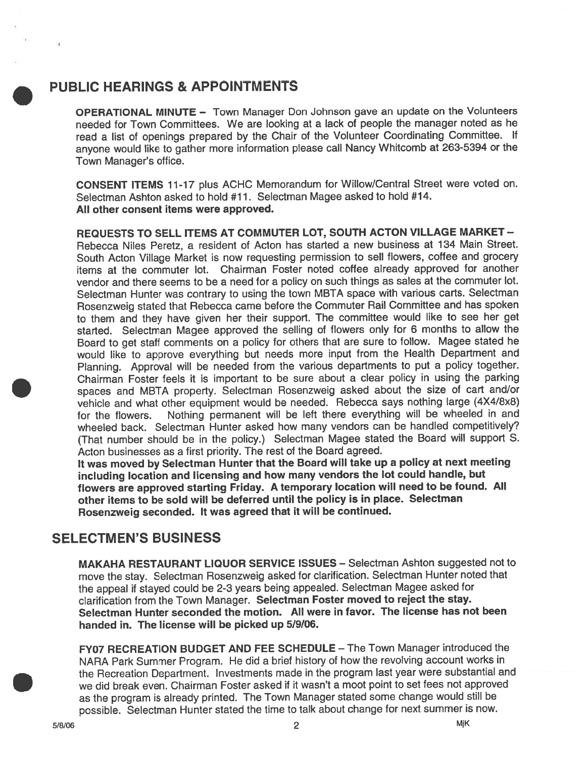## PUBLIC HEARINGS & APPOINTMENTS

**OPERATIONAL MINUTE –** Town Manager Don Johnson gave an update on the Volunteers needed for Town Committees. We are looking at a lack of people the manager noted as he read a list of openings prepared by the Chair of the Volunteer Coordinating Committee. If anyone would like to gather more information please call Nancy Whitcomb at 263-5394 or the Town Manager's office.

**CONSENT ITEMS** 11-17 plus ACHC Memorandum for Willow/Central Street were voted on. Selectman Ashton asked to hold #11. Selectman Magee asked to hold #14.
**All other consent items were approved.**

**REQUESTS TO SELL ITEMS AT COMMUTER LOT, SOUTH ACTON VILLAGE MARKET –** Rebecca Niles Peretz, a resident of Acton has started a new business at 134 Main Street. South Acton Village Market is now requesting permission to sell flowers, coffee and grocery items at the commuter lot. Chairman Foster noted coffee already approved for another vendor and there seems to be a need for a policy on such things as sales at the commuter lot. Selectman Hunter was contrary to using the town MBTA space with various carts. Selectman Rosenzweig stated that Rebecca came before the Commuter Rail Committee and has spoken to them and they have given her their support. The committee would like to see her get started. Selectman Magee approved the selling of flowers only for 6 months to allow the Board to get staff comments on a policy for others that are sure to follow. Magee stated he would like to approve everything but needs more input from the Health Department and Planning. Approval will be needed from the various departments to put a policy together. Chairman Foster feels it is important to be sure about a clear policy in using the parking spaces and MBTA property. Selectman Rosenzweig asked about the size of cart and/or vehicle and what other equipment would be needed. Rebecca says nothing large (4X4/8x8) for the flowers. Nothing permanent will be left there everything will be wheeled in and wheeled back. Selectman Hunter asked how many vendors can be handled competitively? (That number should be in the policy.) Selectman Magee stated the Board will support S. Acton businesses as a first priority. The rest of the Board agreed.
**It was moved by Selectman Hunter that the Board will take up a policy at next meeting including location and licensing and how many vendors the lot could handle, but flowers are approved starting Friday. A temporary location will need to be found. All other items to be sold will be deferred until the policy is in place. Selectman Rosenzweig seconded. It was agreed that it will be continued.**

## SELECTMEN'S BUSINESS

**MAKAHA RESTAURANT LIQUOR SERVICE ISSUES –** Selectman Ashton suggested not to move the stay. Selectman Rosenzweig asked for clarification. Selectman Hunter noted that the appeal if stayed could be 2-3 years being appealed. Selectman Magee asked for clarification from the Town Manager. **Selectman Foster moved to reject the stay. Selectman Hunter seconded the motion. All were in favor. The license has not been handed in. The license will be picked up 5/9/06.**

**FY07 RECREATION BUDGET AND FEE SCHEDULE –** The Town Manager introduced the NARA Park Summer Program. He did a brief history of how the revolving account works in the Recreation Department. Investments made in the program last year were substantial and we did break even. Chairman Foster asked if it wasn't a moot point to set fees not approved as the program is already printed. The Town Manager stated some change would still be possible. Selectman Hunter stated the time to talk about change for next summer is now.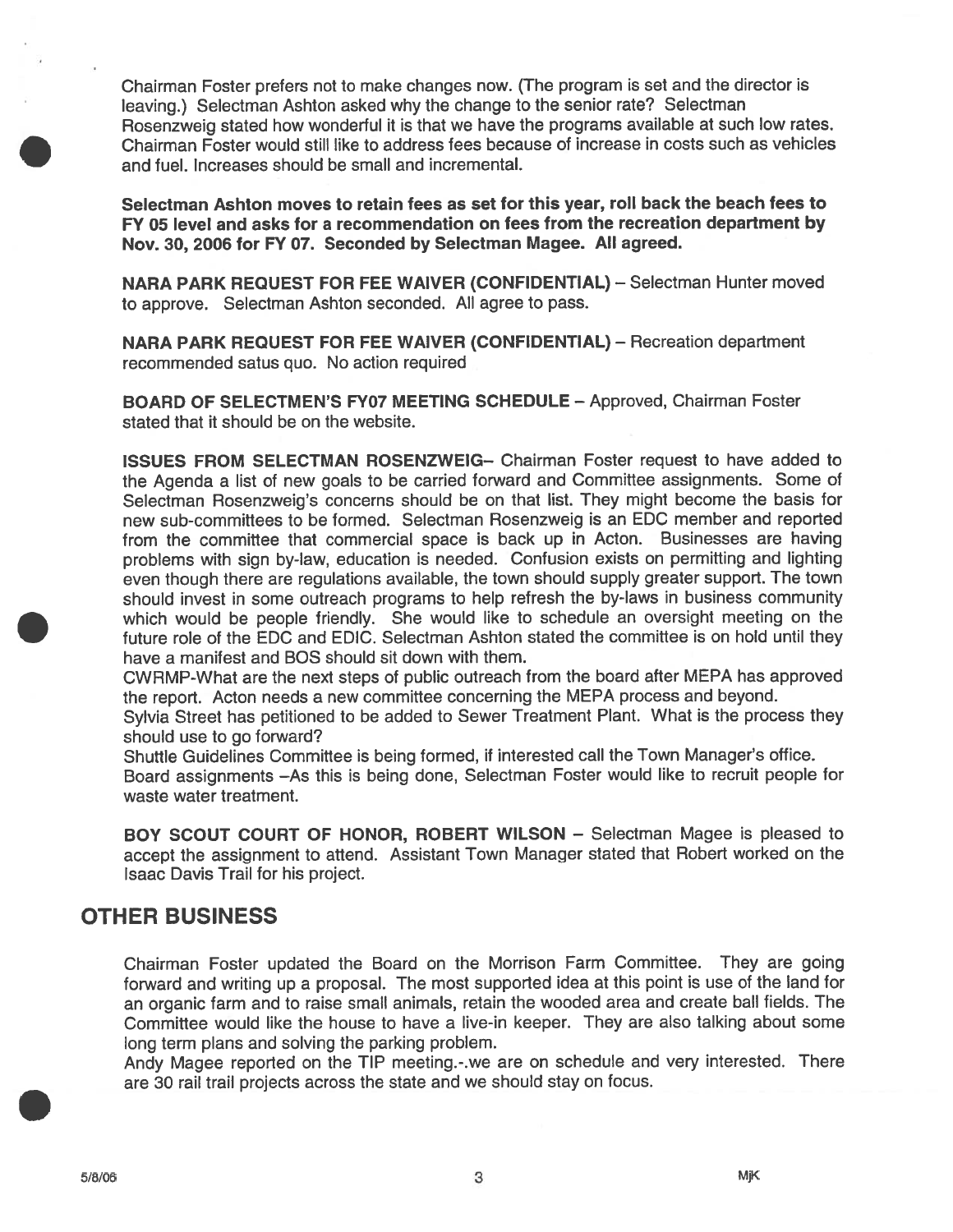Chairman Foster prefers not to make changes now. (The program is set and the director is leaving.) Selectman Ashton asked why the change to the senior rate? Selectman Rosenzweig stated how wonderful it is that we have the programs available at such low rates. Chairman Foster would still like to address fees because of increase in costs such as vehicles and fuel. Increases should be small and incremental.

**Selectman Ashton moves to retain fees as set for this year, roll back the beach fees to FY 05 level and asks for a recommendation on fees from the recreation department by Nov. 30, 2006 for FY 07. Seconded by Selectman Magee. All agreed.**

**NARA PARK REQUEST FOR FEE WAIVER (CONFIDENTIAL)** – Selectman Hunter moved to approve. Selectman Ashton seconded. All agree to pass.

**NARA PARK REQUEST FOR FEE WAIVER (CONFIDENTIAL)** – Recreation department recommended satus quo. No action required

**BOARD OF SELECTMEN'S FY07 MEETING SCHEDULE** – Approved, Chairman Foster stated that it should be on the website.

**ISSUES FROM SELECTMAN ROSENZWEIG**– Chairman Foster request to have added to the Agenda a list of new goals to be carried forward and Committee assignments. Some of Selectman Rosenzweig's concerns should be on that list. They might become the basis for new sub-committees to be formed. Selectman Rosenzweig is an EDC member and reported from the committee that commercial space is back up in Acton. Businesses are having problems with sign by-law, education is needed. Confusion exists on permitting and lighting even though there are regulations available, the town should supply greater support. The town should invest in some outreach programs to help refresh the by-laws in business community which would be people friendly. She would like to schedule an oversight meeting on the future role of the EDC and EDIC. Selectman Ashton stated the committee is on hold until they have a manifest and BOS should sit down with them.
CWRMP-What are the next steps of public outreach from the board after MEPA has approved the report. Acton needs a new committee concerning the MEPA process and beyond.
Sylvia Street has petitioned to be added to Sewer Treatment Plant. What is the process they should use to go forward?
Shuttle Guidelines Committee is being formed, if interested call the Town Manager's office.
Board assignments –As this is being done, Selectman Foster would like to recruit people for waste water treatment.

**BOY SCOUT COURT OF HONOR, ROBERT WILSON** – Selectman Magee is pleased to accept the assignment to attend. Assistant Town Manager stated that Robert worked on the Isaac Davis Trail for his project.

## OTHER BUSINESS

Chairman Foster updated the Board on the Morrison Farm Committee. They are going forward and writing up a proposal. The most supported idea at this point is use of the land for an organic farm and to raise small animals, retain the wooded area and create ball fields. The Committee would like the house to have a live-in keeper. They are also talking about some long term plans and solving the parking problem.
Andy Magee reported on the TIP meeting.-.we are on schedule and very interested. There are 30 rail trail projects across the state and we should stay on focus.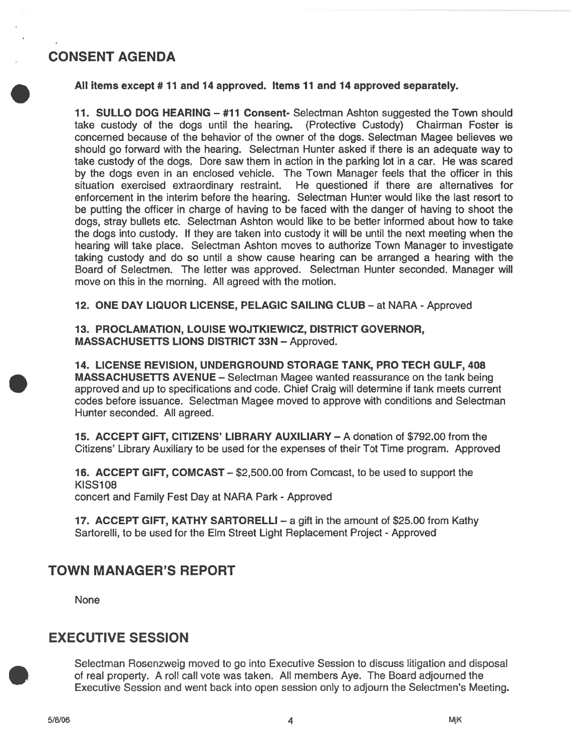## CONSENT AGENDA

**All items except # 11 and 14 approved. Items 11 and 14 approved separately.**

**11. SULLO DOG HEARING – #11 Consent-** Selectman Ashton suggested the Town should take custody of the dogs until the hearing. (Protective Custody) Chairman Foster is concerned because of the behavior of the owner of the dogs. Selectman Magee believes we should go forward with the hearing. Selectman Hunter asked if there is an adequate way to take custody of the dogs. Dore saw them in action in the parking lot in a car. He was scared by the dogs even in an enclosed vehicle. The Town Manager feels that the officer in this situation exercised extraordinary restraint. He questioned if there are alternatives for enforcement in the interim before the hearing. Selectman Hunter would like the last resort to be putting the officer in charge of having to be faced with the danger of having to shoot the dogs, stray bullets etc. Selectman Ashton would like to be better informed about how to take the dogs into custody. If they are taken into custody it will be until the next meeting when the hearing will take place. Selectman Ashton moves to authorize Town Manager to investigate taking custody and do so until a show cause hearing can be arranged a hearing with the Board of Selectmen. The letter was approved. Selectman Hunter seconded. Manager will move on this in the morning. All agreed with the motion.

**12. ONE DAY LIQUOR LICENSE, PELAGIC SAILING CLUB** – at NARA - Approved

**13. PROCLAMATION, LOUISE WOJTKIEWICZ, DISTRICT GOVERNOR, MASSACHUSETTS LIONS DISTRICT 33N** – Approved.

**14. LICENSE REVISION, UNDERGROUND STORAGE TANK, PRO TECH GULF, 408 MASSACHUSETTS AVENUE** – Selectman Magee wanted reassurance on the tank being approved and up to specifications and code. Chief Craig will determine if tank meets current codes before issuance. Selectman Magee moved to approve with conditions and Selectman Hunter seconded. All agreed.

**15. ACCEPT GIFT, CITIZENS' LIBRARY AUXILIARY** – A donation of $792.00 from the Citizens' Library Auxiliary to be used for the expenses of their Tot Time program. Approved

**16. ACCEPT GIFT, COMCAST** – $2,500.00 from Comcast, to be used to support the KISS108
concert and Family Fest Day at NARA Park - Approved

**17. ACCEPT GIFT, KATHY SARTORELLI** – a gift in the amount of $25.00 from Kathy Sartorelli, to be used for the Elm Street Light Replacement Project - Approved

## TOWN MANAGER'S REPORT

None

## EXECUTIVE SESSION

Selectman Rosenzweig moved to go into Executive Session to discuss litigation and disposal of real property. A roll call vote was taken. All members Aye. The Board adjourned the Executive Session and went back into open session only to adjourn the Selectmen's Meeting.

5/8/06 MjK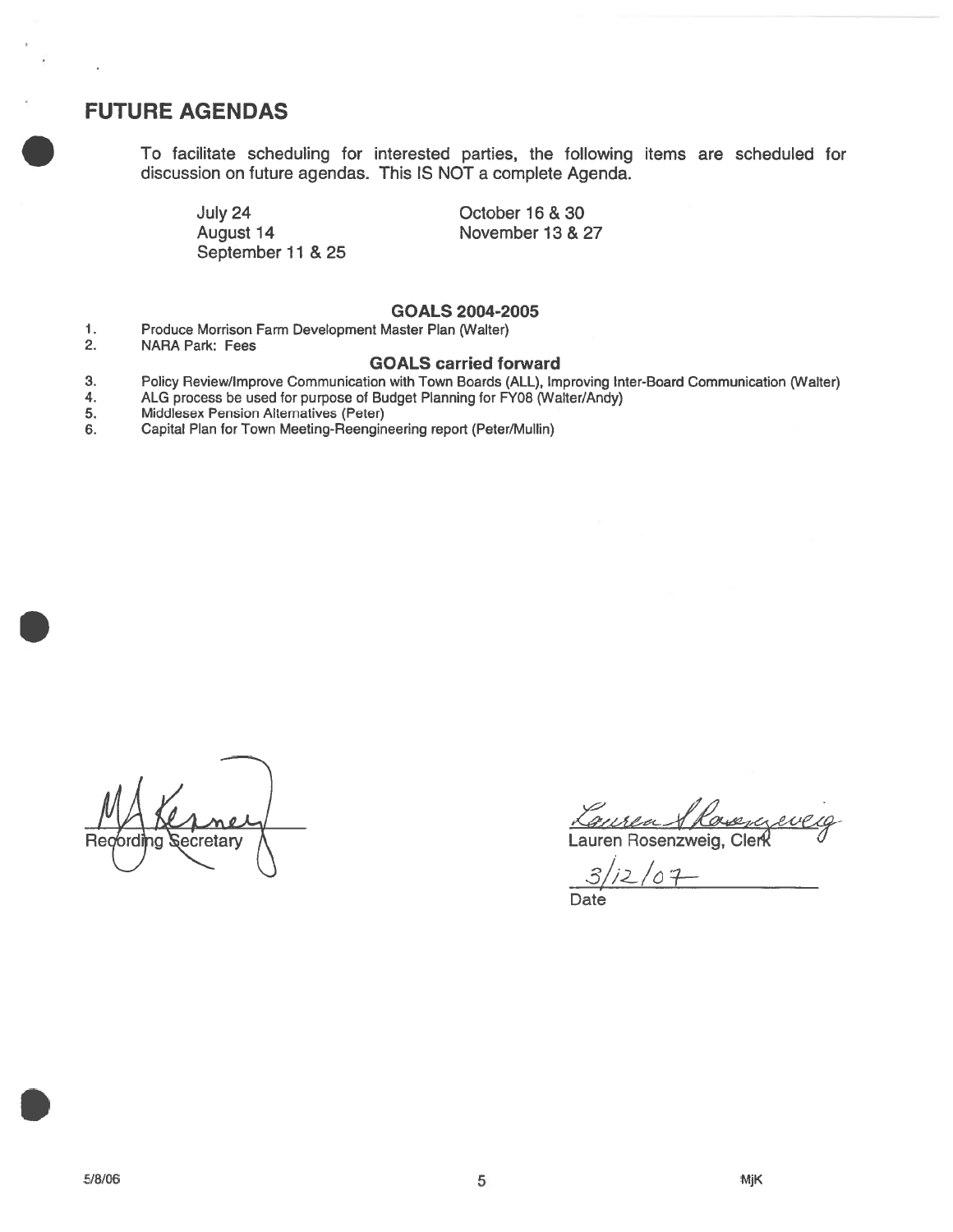## FUTURE AGENDAS

To facilitate scheduling for interested parties, the following items are scheduled for discussion on future agendas. This IS NOT a complete Agenda.

July 24
August 14
September 11 & 25

October 16 & 30
November 13 & 27

### GOALS 2004-2005

1. Produce Morrison Farm Development Master Plan (Walter)
2. NARA Park: Fees

### GOALS carried forward

3. Policy Review/Improve Communication with Town Boards (ALL), Improving Inter-Board Communication (Walter)
4. ALG process be used for purpose of Budget Planning for FY08 (Walter/Andy)
5. Middlesex Pension Alternatives (Peter)
6. Capital Plan for Town Meeting-Reengineering report (Peter/Mullin)

MJ Kerner
Recording Secretary

Lauren Rosenzweig
Lauren Rosenzweig, Clerk

3/12/07
Date

5/8/06 MjK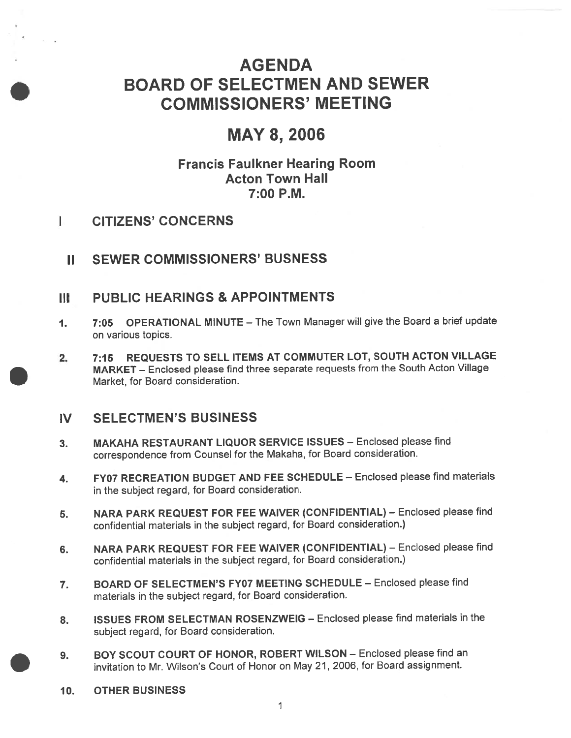# AGENDA
# BOARD OF SELECTMEN AND SEWER COMMISSIONERS' MEETING

# MAY 8, 2006

### Francis Faulkner Hearing Room
### Acton Town Hall
### 7:00 P.M.

## I CITIZENS' CONCERNS

## II SEWER COMMISSIONERS' BUSNESS

## III PUBLIC HEARINGS & APPOINTMENTS

1. **7:05 OPERATIONAL MINUTE** – The Town Manager will give the Board a brief update on various topics.

2. **7:15 REQUESTS TO SELL ITEMS AT COMMUTER LOT, SOUTH ACTON VILLAGE MARKET** – Enclosed please find three separate requests from the South Acton Village Market, for Board consideration.

## IV SELECTMEN'S BUSINESS

3. **MAKAHA RESTAURANT LIQUOR SERVICE ISSUES** – Enclosed please find correspondence from Counsel for the Makaha, for Board consideration.

4. **FY07 RECREATION BUDGET AND FEE SCHEDULE** – Enclosed please find materials in the subject regard, for Board consideration.

5. **NARA PARK REQUEST FOR FEE WAIVER (CONFIDENTIAL)** – Enclosed please find confidential materials in the subject regard, for Board consideration.)

6. **NARA PARK REQUEST FOR FEE WAIVER (CONFIDENTIAL)** – Enclosed please find confidential materials in the subject regard, for Board consideration.)

7. **BOARD OF SELECTMEN'S FY07 MEETING SCHEDULE** – Enclosed please find materials in the subject regard, for Board consideration.

8. **ISSUES FROM SELECTMAN ROSENZWEIG** – Enclosed please find materials in the subject regard, for Board consideration.

9. **BOY SCOUT COURT OF HONOR, ROBERT WILSON** – Enclosed please find an invitation to Mr. Wilson's Court of Honor on May 21, 2006, for Board assignment.

10. **OTHER BUSINESS**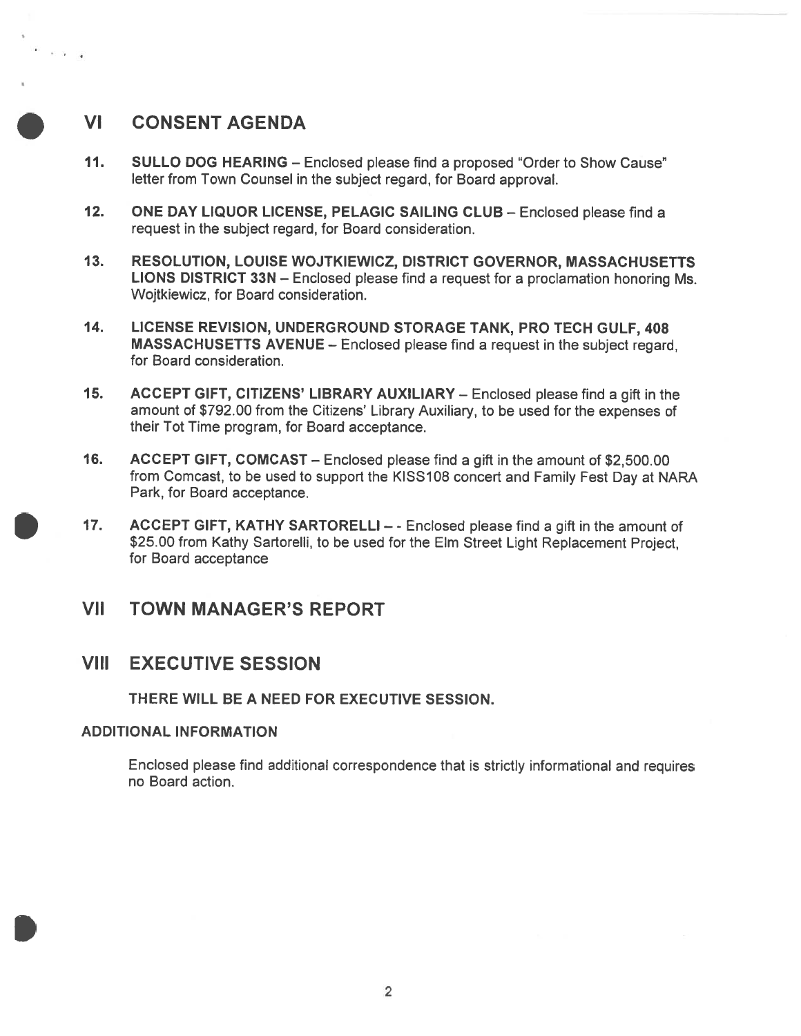## VI CONSENT AGENDA

11. **SULLO DOG HEARING** – Enclosed please find a proposed "Order to Show Cause" letter from Town Counsel in the subject regard, for Board approval.

12. **ONE DAY LIQUOR LICENSE, PELAGIC SAILING CLUB** – Enclosed please find a request in the subject regard, for Board consideration.

13. **RESOLUTION, LOUISE WOJTKIEWICZ, DISTRICT GOVERNOR, MASSACHUSETTS LIONS DISTRICT 33N** – Enclosed please find a request for a proclamation honoring Ms. Wojtkiewicz, for Board consideration.

14. **LICENSE REVISION, UNDERGROUND STORAGE TANK, PRO TECH GULF, 408 MASSACHUSETTS AVENUE** – Enclosed please find a request in the subject regard, for Board consideration.

15. **ACCEPT GIFT, CITIZENS' LIBRARY AUXILIARY** – Enclosed please find a gift in the amount of $792.00 from the Citizens' Library Auxiliary, to be used for the expenses of their Tot Time program, for Board acceptance.

16. **ACCEPT GIFT, COMCAST** – Enclosed please find a gift in the amount of $2,500.00 from Comcast, to be used to support the KISS108 concert and Family Fest Day at NARA Park, for Board acceptance.

17. **ACCEPT GIFT, KATHY SARTORELLI** – - Enclosed please find a gift in the amount of $25.00 from Kathy Sartorelli, to be used for the Elm Street Light Replacement Project, for Board acceptance

## VII TOWN MANAGER'S REPORT

## VIII EXECUTIVE SESSION

**THERE WILL BE A NEED FOR EXECUTIVE SESSION.**

**ADDITIONAL INFORMATION**

Enclosed please find additional correspondence that is strictly informational and requires no Board action.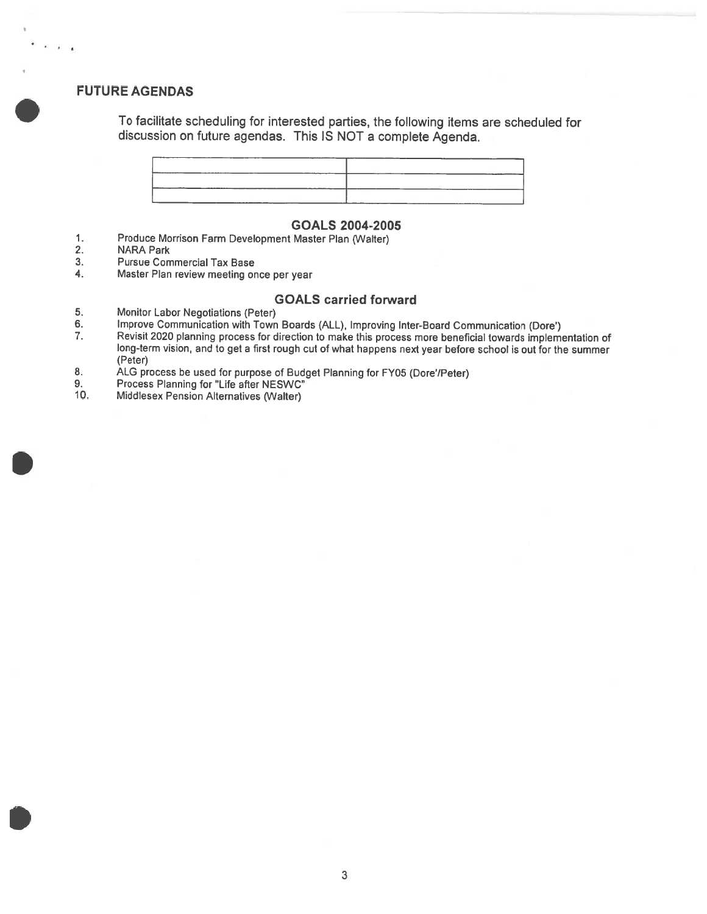## FUTURE AGENDAS

To facilitate scheduling for interested parties, the following items are scheduled for discussion on future agendas. This IS NOT a complete Agenda.

| | |
|---|---|
| | |
| | |

### GOALS 2004-2005

1. Produce Morrison Farm Development Master Plan (Walter)
2. NARA Park
3. Pursue Commercial Tax Base
4. Master Plan review meeting once per year

### GOALS carried forward

5. Monitor Labor Negotiations (Peter)
6. Improve Communication with Town Boards (ALL), Improving Inter-Board Communication (Dore')
7. Revisit 2020 planning process for direction to make this process more beneficial towards implementation of long-term vision, and to get a first rough cut of what happens next year before school is out for the summer (Peter)
8. ALG process be used for purpose of Budget Planning for FY05 (Dore'/Peter)
9. Process Planning for "Life after NESWC"
10. Middlesex Pension Alternatives (Walter)